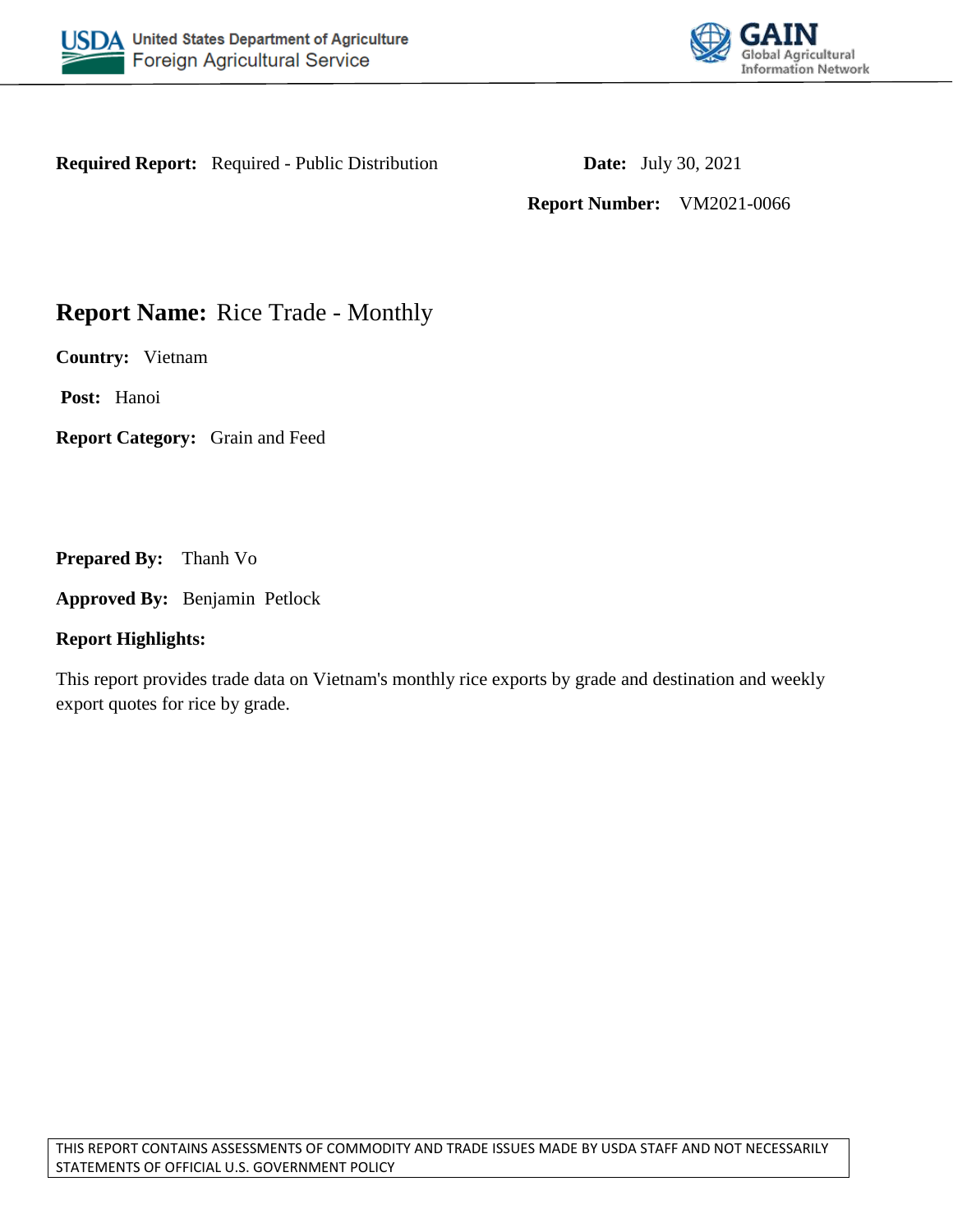USDA United States Department of Agriculture
Foreign Agricultural Service

GAIN Global Agricultural Information Network

**Required Report:** Required - Public Distribution

**Date:** July 30, 2021

**Report Number:** VM2021-0066

# **Report Name:** Rice Trade - Monthly

**Country:** Vietnam

**Post:** Hanoi

**Report Category:** Grain and Feed

**Prepared By:** Thanh Vo

**Approved By:** Benjamin Petlock

**Report Highlights:**

This report provides trade data on Vietnam's monthly rice exports by grade and destination and weekly export quotes for rice by grade.

THIS REPORT CONTAINS ASSESSMENTS OF COMMODITY AND TRADE ISSUES MADE BY USDA STAFF AND NOT NECESSARILY STATEMENTS OF OFFICIAL U.S. GOVERNMENT POLICY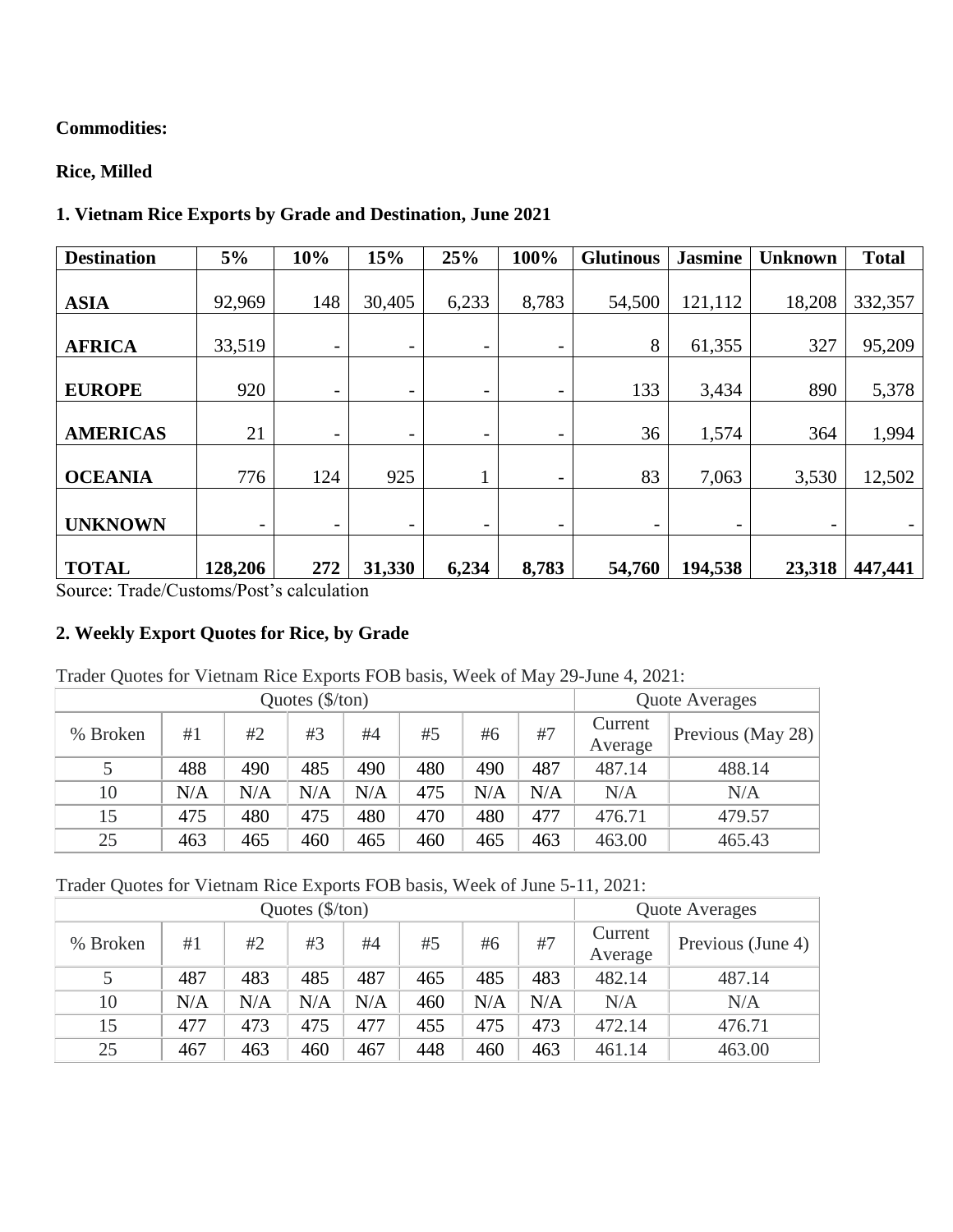**Commodities:**

**Rice, Milled**

**1. Vietnam Rice Exports by Grade and Destination, June 2021**

| Destination | 5% | 10% | 15% | 25% | 100% | Glutinous | Jasmine | Unknown | Total |
|---|---|---|---|---|---|---|---|---|---|
| **ASIA** | 92,969 | 148 | 30,405 | 6,233 | 8,783 | 54,500 | 121,112 | 18,208 | 332,357 |
| **AFRICA** | 33,519 | - | - | - | - | 8 | 61,355 | 327 | 95,209 |
| **EUROPE** | 920 | - | - | - | - | 133 | 3,434 | 890 | 5,378 |
| **AMERICAS** | 21 | - | - | - | - | 36 | 1,574 | 364 | 1,994 |
| **OCEANIA** | 776 | 124 | 925 | 1 | - | 83 | 7,063 | 3,530 | 12,502 |
| **UNKNOWN** | - | - | - | - | - | - | - | - | - |
| **TOTAL** | **128,206** | **272** | **31,330** | **6,234** | **8,783** | **54,760** | **194,538** | **23,318** | **447,441** |

Source: Trade/Customs/Post's calculation

**2. Weekly Export Quotes for Rice, by Grade**

Trader Quotes for Vietnam Rice Exports FOB basis, Week of May 29-June 4, 2021:

| Quotes ($/ton) | | | | | | | | Quote Averages | |
|---|---|---|---|---|---|---|---|---|---|
| % Broken | #1 | #2 | #3 | #4 | #5 | #6 | #7 | Current Average | Previous (May 28) |
| 5 | 488 | 490 | 485 | 490 | 480 | 490 | 487 | 487.14 | 488.14 |
| 10 | N/A | N/A | N/A | N/A | 475 | N/A | N/A | N/A | N/A |
| 15 | 475 | 480 | 475 | 480 | 470 | 480 | 477 | 476.71 | 479.57 |
| 25 | 463 | 465 | 460 | 465 | 460 | 465 | 463 | 463.00 | 465.43 |

Trader Quotes for Vietnam Rice Exports FOB basis, Week of June 5-11, 2021:

| Quotes ($/ton) | | | | | | | | Quote Averages | |
|---|---|---|---|---|---|---|---|---|---|
| % Broken | #1 | #2 | #3 | #4 | #5 | #6 | #7 | Current Average | Previous (June 4) |
| 5 | 487 | 483 | 485 | 487 | 465 | 485 | 483 | 482.14 | 487.14 |
| 10 | N/A | N/A | N/A | N/A | 460 | N/A | N/A | N/A | N/A |
| 15 | 477 | 473 | 475 | 477 | 455 | 475 | 473 | 472.14 | 476.71 |
| 25 | 467 | 463 | 460 | 467 | 448 | 460 | 463 | 461.14 | 463.00 |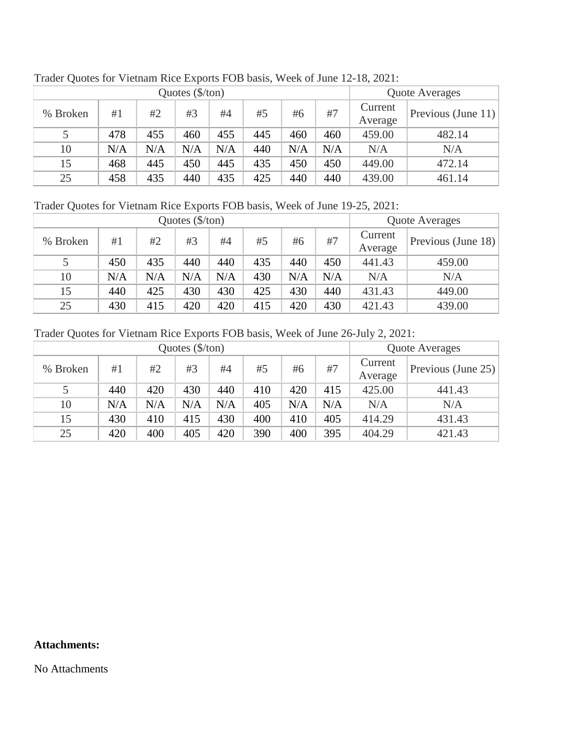Trader Quotes for Vietnam Rice Exports FOB basis, Week of June 12-18, 2021:

| Quotes ($/ton) | | | | | | | | Quote Averages | |
|---|---|---|---|---|---|---|---|---|---|
| % Broken | #1 | #2 | #3 | #4 | #5 | #6 | #7 | Current Average | Previous (June 11) |
| 5 | 478 | 455 | 460 | 455 | 445 | 460 | 460 | 459.00 | 482.14 |
| 10 | N/A | N/A | N/A | N/A | 440 | N/A | N/A | N/A | N/A |
| 15 | 468 | 445 | 450 | 445 | 435 | 450 | 450 | 449.00 | 472.14 |
| 25 | 458 | 435 | 440 | 435 | 425 | 440 | 440 | 439.00 | 461.14 |

Trader Quotes for Vietnam Rice Exports FOB basis, Week of June 19-25, 2021:

| Quotes ($/ton) | | | | | | | | Quote Averages | |
|---|---|---|---|---|---|---|---|---|---|
| % Broken | #1 | #2 | #3 | #4 | #5 | #6 | #7 | Current Average | Previous (June 18) |
| 5 | 450 | 435 | 440 | 440 | 435 | 440 | 450 | 441.43 | 459.00 |
| 10 | N/A | N/A | N/A | N/A | 430 | N/A | N/A | N/A | N/A |
| 15 | 440 | 425 | 430 | 430 | 425 | 430 | 440 | 431.43 | 449.00 |
| 25 | 430 | 415 | 420 | 420 | 415 | 420 | 430 | 421.43 | 439.00 |

Trader Quotes for Vietnam Rice Exports FOB basis, Week of June 26-July 2, 2021:

| Quotes ($/ton) | | | | | | | | Quote Averages | |
|---|---|---|---|---|---|---|---|---|---|
| % Broken | #1 | #2 | #3 | #4 | #5 | #6 | #7 | Current Average | Previous (June 25) |
| 5 | 440 | 420 | 430 | 440 | 410 | 420 | 415 | 425.00 | 441.43 |
| 10 | N/A | N/A | N/A | N/A | 405 | N/A | N/A | N/A | N/A |
| 15 | 430 | 410 | 415 | 430 | 400 | 410 | 405 | 414.29 | 431.43 |
| 25 | 420 | 400 | 405 | 420 | 390 | 400 | 395 | 404.29 | 421.43 |

**Attachments:**

No Attachments